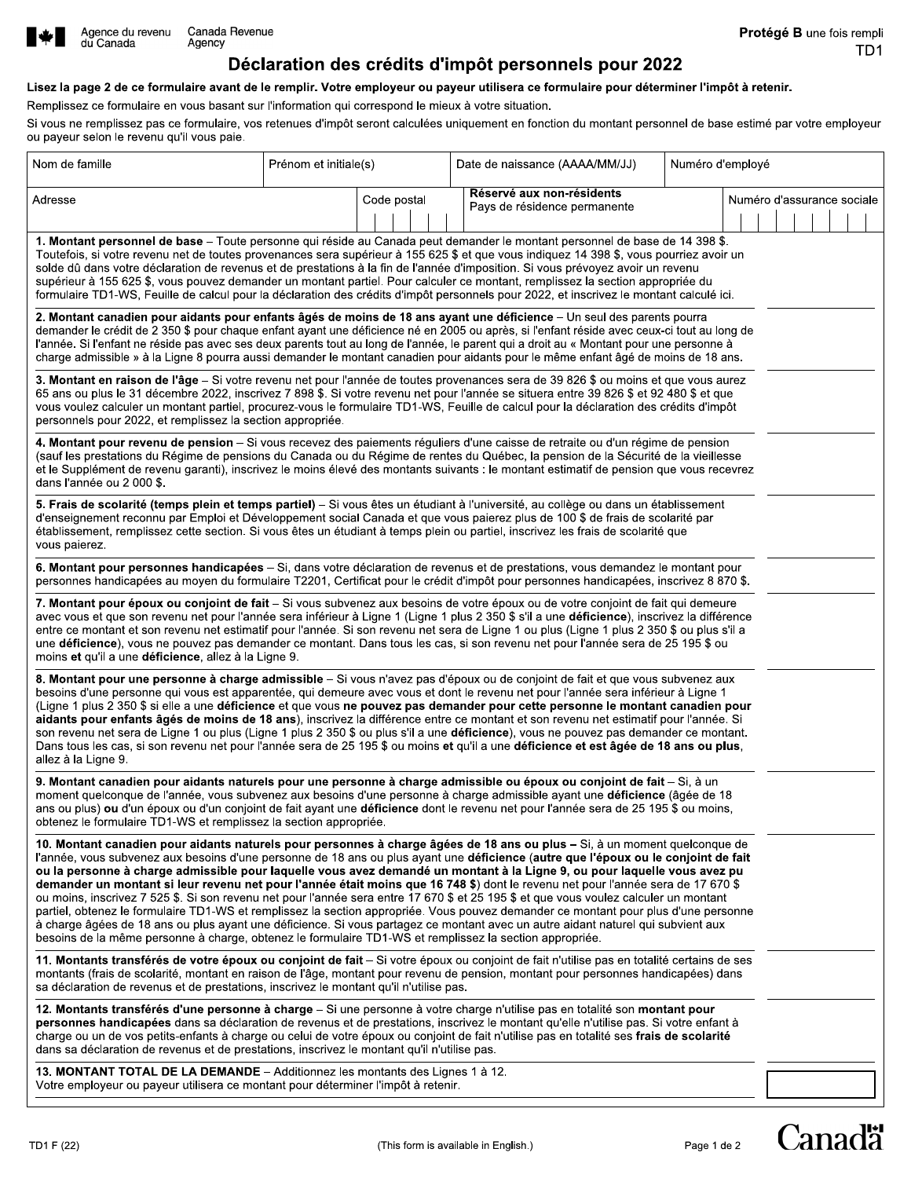Agence du revenu du Canada | Canada Revenue Agency

**Protégé B** une fois rempli

TD1

# Déclaration des crédits d'impôt personnels pour 2022

**Lisez la page 2 de ce formulaire avant de le remplir. Votre employeur ou payeur utilisera ce formulaire pour déterminer l'impôt à retenir.**

Remplissez ce formulaire en vous basant sur l'information qui correspond le mieux à votre situation.

Si vous ne remplissez pas ce formulaire, vos retenues d'impôt seront calculées uniquement en fonction du montant personnel de base estimé par votre employeur ou payeur selon le revenu qu'il vous paie.

| Nom de famille | Prénom et initiale(s) | Date de naissance (AAAA/MM/JJ) | Numéro d'employé |
|---|---|---|---|
| | | | |

| Adresse | Code postal | **Réservé aux non-résidents** Pays de résidence permanente | Numéro d'assurance sociale |
|---|---|---|---|
| | | | |

| | |
|---|---|
| **1. Montant personnel de base** – Toute personne qui réside au Canada peut demander le montant personnel de base de 14 398 $. Toutefois, si votre revenu net de toutes provenances sera supérieur à 155 625 $ et que vous indiquez 14 398 $, vous pourriez avoir un solde dû dans votre déclaration de revenus et de prestations à la fin de l'année d'imposition. Si vous prévoyez avoir un revenu supérieur à 155 625 $, vous pouvez demander un montant partiel. Pour calculer ce montant, remplissez la section appropriée du formulaire TD1-WS, Feuille de calcul pour la déclaration des crédits d'impôt personnels pour 2022, et inscrivez le montant calculé ici. | |
| **2. Montant canadien pour aidants pour enfants âgés de moins de 18 ans ayant une déficience** – Un seul des parents pourra demander le crédit de 2 350 $ pour chaque enfant ayant une déficience né en 2005 ou après, si l'enfant réside avec ceux-ci tout au long de l'année. Si l'enfant ne réside pas avec ses deux parents tout au long de l'année, le parent qui a droit au « Montant pour une personne à charge admissible » à la Ligne 8 pourra aussi demander le montant canadien pour aidants pour le même enfant âgé de moins de 18 ans. | |
| **3. Montant en raison de l'âge** – Si votre revenu net pour l'année de toutes provenances sera de 39 826 $ ou moins et que vous aurez 65 ans ou plus le 31 décembre 2022, inscrivez 7 898 $. Si votre revenu net pour l'année se situera entre 39 826 $ et 92 480 $ et que vous voulez calculer un montant partiel, procurez-vous le formulaire TD1-WS, Feuille de calcul pour la déclaration des crédits d'impôt personnels pour 2022, et remplissez la section appropriée. | |
| **4. Montant pour revenu de pension** – Si vous recevez des paiements réguliers d'une caisse de retraite ou d'un régime de pension (sauf les prestations du Régime de pensions du Canada ou du Régime de rentes du Québec, la pension de la Sécurité de la vieillesse et le Supplément de revenu garanti), inscrivez le moins élevé des montants suivants : le montant estimatif de pension que vous recevrez dans l'année ou 2 000 $. | |
| **5. Frais de scolarité (temps plein et temps partiel)** – Si vous êtes un étudiant à l'université, au collège ou dans un établissement d'enseignement reconnu par Emploi et Développement social Canada et que vous paierez plus de 100 $ de frais de scolarité par établissement, remplissez cette section. Si vous êtes un étudiant à temps plein ou partiel, inscrivez les frais de scolarité que vous paierez. | |
| **6. Montant pour personnes handicapées** – Si, dans votre déclaration de revenus et de prestations, vous demandez le montant pour personnes handicapées au moyen du formulaire T2201, Certificat pour le crédit d'impôt pour personnes handicapées, inscrivez 8 870 $. | |
| **7. Montant pour époux ou conjoint de fait** – Si vous subvenez aux besoins de votre époux ou de votre conjoint de fait qui demeure avec vous et que son revenu net pour l'année sera inférieur à Ligne 1 (Ligne 1 plus 2 350 $ s'il a une **déficience**), inscrivez la différence entre ce montant et son revenu net estimatif pour l'année. Si son revenu net sera de Ligne 1 ou plus (Ligne 1 plus 2 350 $ ou plus s'il a une **déficience**), vous ne pouvez pas demander ce montant. Dans tous les cas, si son revenu net pour l'année sera de 25 195 $ ou moins **et** qu'il a une **déficience**, allez à la Ligne 9. | |
| **8. Montant pour une personne à charge admissible** – Si vous n'avez pas d'époux ou de conjoint de fait et que vous subvenez aux besoins d'une personne qui vous est apparentée, qui demeure avec vous et dont le revenu net pour l'année sera inférieur à Ligne 1 (Ligne 1 plus 2 350 $ si elle a une **déficience** et que vous **ne pouvez pas demander pour cette personne le montant canadien pour aidants pour enfants âgés de moins de 18 ans**), inscrivez la différence entre ce montant et son revenu net estimatif pour l'année. Si son revenu net sera de Ligne 1 ou plus (Ligne 1 plus 2 350 $ ou plus s'il a une **déficience**), vous ne pouvez pas demander ce montant. Dans tous les cas, si son revenu net pour l'année sera de 25 195 $ ou moins **et** qu'il a une **déficience et est âgée de 18 ans ou plus**, allez à la Ligne 9. | |
| **9. Montant canadien pour aidants naturels pour une personne à charge admissible ou époux ou conjoint de fait** – Si, à un moment quelconque de l'année, vous subvenez aux besoins d'une personne à charge admissible ayant une **déficience** (âgée de 18 ans ou plus) **ou** d'un époux ou d'un conjoint de fait ayant une **déficience** dont le revenu net pour l'année sera de 25 195 $ ou moins, obtenez le formulaire TD1-WS et remplissez la section appropriée. | |
| **10. Montant canadien pour aidants naturels pour personnes à charge âgées de 18 ans ou plus –** Si, à un moment quelconque de l'année, vous subvenez aux besoins d'une personne de 18 ans ou plus ayant une **déficience** (**autre que l'époux ou le conjoint de fait ou la personne à charge admissible pour laquelle vous avez demandé un montant à la Ligne 9, ou pour laquelle vous avez pu demander un montant si leur revenu net pour l'année était moins que 16 748 $**) dont le revenu net pour l'année sera de 17 670 $ ou moins, inscrivez 7 525 $. Si son revenu net pour l'année sera entre 17 670 $ et 25 195 $ et que vous voulez calculer un montant partiel, obtenez le formulaire TD1-WS et remplissez la section appropriée. Vous pouvez demander ce montant pour plus d'une personne à charge âgées de 18 ans ou plus ayant une déficience. Si vous partagez ce montant avec un autre aidant naturel qui subvient aux besoins de la même personne à charge, obtenez le formulaire TD1-WS et remplissez la section appropriée. | |
| **11. Montants transférés de votre époux ou conjoint de fait** – Si votre époux ou conjoint de fait n'utilise pas en totalité certains de ses montants (frais de scolarité, montant en raison de l'âge, montant pour revenu de pension, montant pour personnes handicapées) dans sa déclaration de revenus et de prestations, inscrivez le montant qu'il n'utilise pas. | |
| **12. Montants transférés d'une personne à charge** – Si une personne à votre charge n'utilise pas en totalité son **montant pour personnes handicapées** dans sa déclaration de revenus et de prestations, inscrivez le montant qu'elle n'utilise pas. Si votre enfant à charge ou un de vos petits-enfants à charge ou celui de votre époux ou conjoint de fait n'utilise pas en totalité ses **frais de scolarité** dans sa déclaration de revenus et de prestations, inscrivez le montant qu'il n'utilise pas. | |
| **13. MONTANT TOTAL DE LA DEMANDE** – Additionnez les montants des Lignes 1 à 12. Votre employeur ou payeur utilisera ce montant pour déterminer l'impôt à retenir. | |

TD1 F (22)

(This form is available in English.)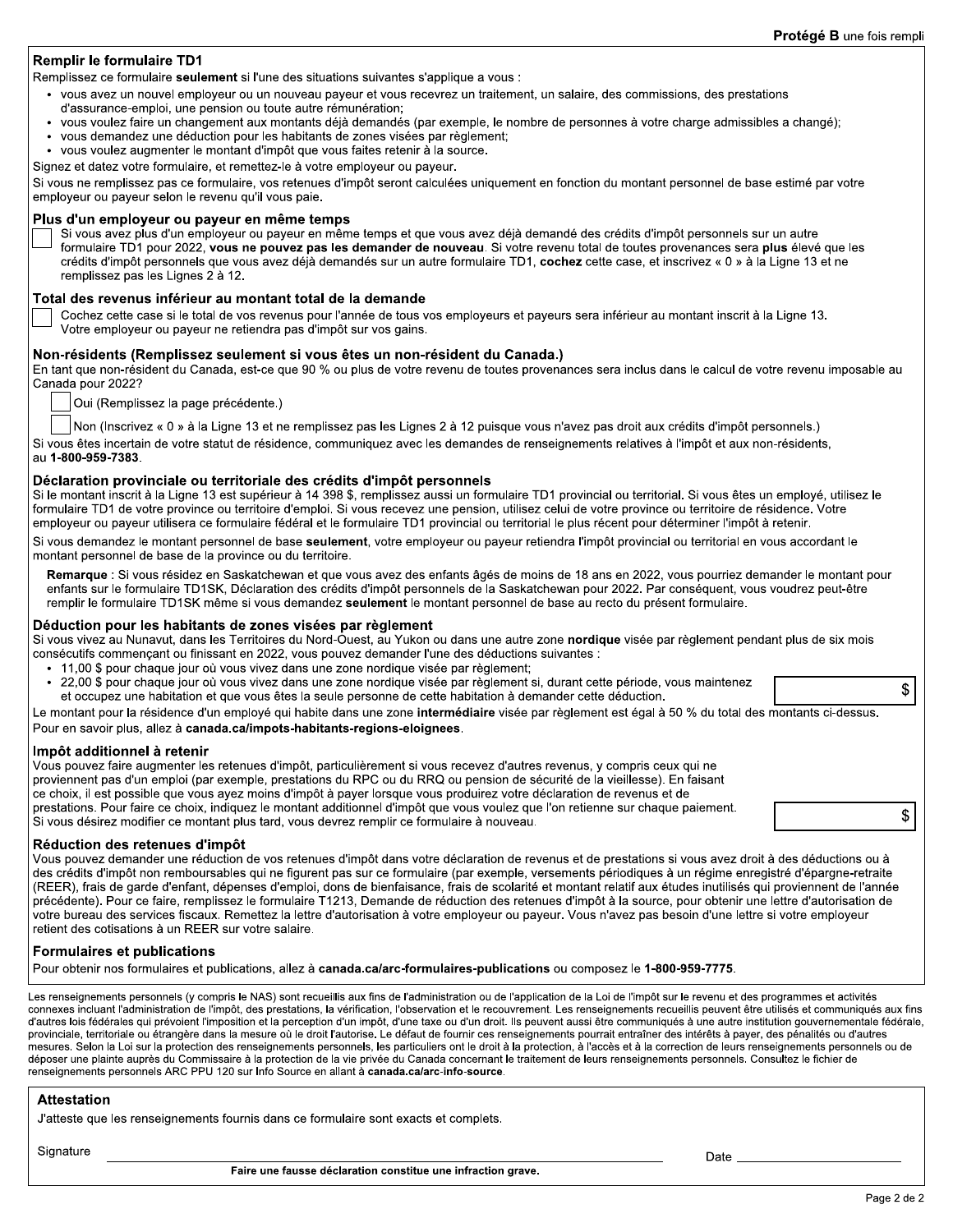**Protégé B** une fois rempli

## Remplir le formulaire TD1

Remplissez ce formulaire **seulement** si l'une des situations suivantes s'applique à vous :

- vous avez un nouvel employeur ou un nouveau payeur et vous recevrez un traitement, un salaire, des commissions, des prestations d'assurance-emploi, une pension ou toute autre rémunération;
- vous voulez faire un changement aux montants déjà demandés (par exemple, le nombre de personnes à votre charge admissibles a changé);
- vous demandez une déduction pour les habitants de zones visées par règlement;
- vous voulez augmenter le montant d'impôt que vous faites retenir à la source.

Signez et datez votre formulaire, et remettez-le à votre employeur ou payeur.

Si vous ne remplissez pas ce formulaire, vos retenues d'impôt seront calculées uniquement en fonction du montant personnel de base estimé par votre employeur ou payeur selon le revenu qu'il vous paie.

### Plus d'un employeur ou payeur en même temps

☐ Si vous avez plus d'un employeur ou payeur en même temps et que vous avez déjà demandé des crédits d'impôt personnels sur un autre formulaire TD1 pour 2022, **vous ne pouvez pas les demander de nouveau**. Si votre revenu total de toutes provenances sera **plus** élevé que les crédits d'impôt personnels que vous avez déjà demandés sur un autre formulaire TD1, **cochez** cette case, et inscrivez « 0 » à la Ligne 13 et ne remplissez pas les Lignes 2 à 12.

### Total des revenus inférieur au montant total de la demande

☐ Cochez cette case si le total de vos revenus pour l'année de tous vos employeurs et payeurs sera inférieur au montant inscrit à la Ligne 13. Votre employeur ou payeur ne retiendra pas d'impôt sur vos gains.

### Non-résidents (Remplissez seulement si vous êtes un non-résident du Canada.)

En tant que non-résident du Canada, est-ce que 90 % ou plus de votre revenu de toutes provenances sera inclus dans le calcul de votre revenu imposable au Canada pour 2022?

☐ Oui (Remplissez la page précédente.)

☐ Non (Inscrivez « 0 » à la Ligne 13 et ne remplissez pas les Lignes 2 à 12 puisque vous n'avez pas droit aux crédits d'impôt personnels.)

Si vous êtes incertain de votre statut de résidence, communiquez avec les demandes de renseignements relatives à l'impôt et aux non-résidents, au **1-800-959-7383**.

### Déclaration provinciale ou territoriale des crédits d'impôt personnels

Si le montant inscrit à la Ligne 13 est supérieur à 14 398 $, remplissez aussi un formulaire TD1 provincial ou territorial. Si vous êtes un employé, utilisez le formulaire TD1 de votre province ou territoire d'emploi. Si vous recevez une pension, utilisez celui de votre province ou territoire de résidence. Votre employeur ou payeur utilisera ce formulaire fédéral et le formulaire TD1 provincial ou territorial le plus récent pour déterminer l'impôt à retenir.

Si vous demandez le montant personnel de base **seulement**, votre employeur ou payeur retiendra l'impôt provincial ou territorial en vous accordant le montant personnel de base de la province ou du territoire.

**Remarque** : Si vous résidez en Saskatchewan et que vous avez des enfants âgés de moins de 18 ans en 2022, vous pourriez demander le montant pour enfants sur le formulaire TD1SK, Déclaration des crédits d'impôt personnels de la Saskatchewan pour 2022. Par conséquent, vous voudrez peut-être remplir le formulaire TD1SK même si vous demandez **seulement** le montant personnel de base au recto du présent formulaire.

### Déduction pour les habitants de zones visées par règlement

Si vous vivez au Nunavut, dans les Territoires du Nord-Ouest, au Yukon ou dans une autre zone **nordique** visée par règlement pendant plus de six mois consécutifs commençant ou finissant en 2022, vous pouvez demander l'une des déductions suivantes :

- 11,00 $ pour chaque jour où vous vivez dans une zone nordique visée par règlement;
- 22,00 $ pour chaque jour où vous vivez dans une zone nordique visée par règlement si, durant cette période, vous maintenez et occupez une habitation et que vous êtes la seule personne de cette habitation à demander cette déduction. ______ $

Le montant pour la résidence d'un employé qui habite dans une zone **intermédiaire** visée par règlement est égal à 50 % du total des montants ci-dessus.

Pour en savoir plus, allez à **canada.ca/impots-habitants-regions-eloignees**.

### Impôt additionnel à retenir

Vous pouvez faire augmenter les retenues d'impôt, particulièrement si vous recevez d'autres revenus, y compris ceux qui ne proviennent pas d'un emploi (par exemple, prestations du RPC ou du RRQ ou pension de sécurité de la vieillesse). En faisant ce choix, il est possible que vous ayez moins d'impôt à payer lorsque vous produirez votre déclaration de revenus et de prestations. Pour faire ce choix, indiquez le montant additionnel d'impôt que vous voulez que l'on retienne sur chaque paiement. Si vous désirez modifier ce montant plus tard, vous devrez remplir ce formulaire à nouveau. ______ $

### Réduction des retenues d'impôt

Vous pouvez demander une réduction de vos retenues d'impôt dans votre déclaration de revenus et de prestations si vous avez droit à des déductions ou à des crédits d'impôt non remboursables qui ne figurent pas sur ce formulaire (par exemple, versements périodiques à un régime enregistré d'épargne-retraite (REER), frais de garde d'enfant, dépenses d'emploi, dons de bienfaisance, frais de scolarité et montant relatif aux études inutilisés qui proviennent de l'année précédente). Pour ce faire, remplissez le formulaire T1213, Demande de réduction des retenues d'impôt à la source, pour obtenir une lettre d'autorisation de votre bureau des services fiscaux. Remettez la lettre d'autorisation à votre employeur ou payeur. Vous n'avez pas besoin d'une lettre si votre employeur retient des cotisations à un REER sur votre salaire.

### Formulaires et publications

Pour obtenir nos formulaires et publications, allez à **canada.ca/arc-formulaires-publications** ou composez le **1-800-959-7775**.

Les renseignements personnels (y compris le NAS) sont recueillis aux fins de l'administration ou de l'application de la Loi de l'impôt sur le revenu et des programmes et activités connexes incluant l'administration de l'impôt, des prestations, la vérification, l'observation et le recouvrement. Les renseignements recueillis peuvent être utilisés et communiqués aux fins d'autres lois fédérales qui prévoient l'imposition et la perception d'un impôt, d'une taxe ou d'un droit. Ils peuvent aussi être communiqués à une autre institution gouvernementale fédérale, provinciale, territoriale ou étrangère dans la mesure où le droit l'autorise. Le défaut de fournir ces renseignements pourrait entraîner des intérêts à payer, des pénalités ou d'autres mesures. Selon la Loi sur la protection des renseignements personnels, les particuliers ont le droit à la protection, à l'accès et à la correction de leurs renseignements personnels ou de déposer une plainte auprès du Commissaire à la protection de la vie privée du Canada concernant le traitement de leurs renseignements personnels. Consultez le fichier de renseignements personnels ARC PPU 120 sur Info Source en allant à **canada.ca/arc-info-source**.

### Attestation

J'atteste que les renseignements fournis dans ce formulaire sont exacts et complets.

Signature ______________________________ Date ______________

**Faire une fausse déclaration constitue une infraction grave.**